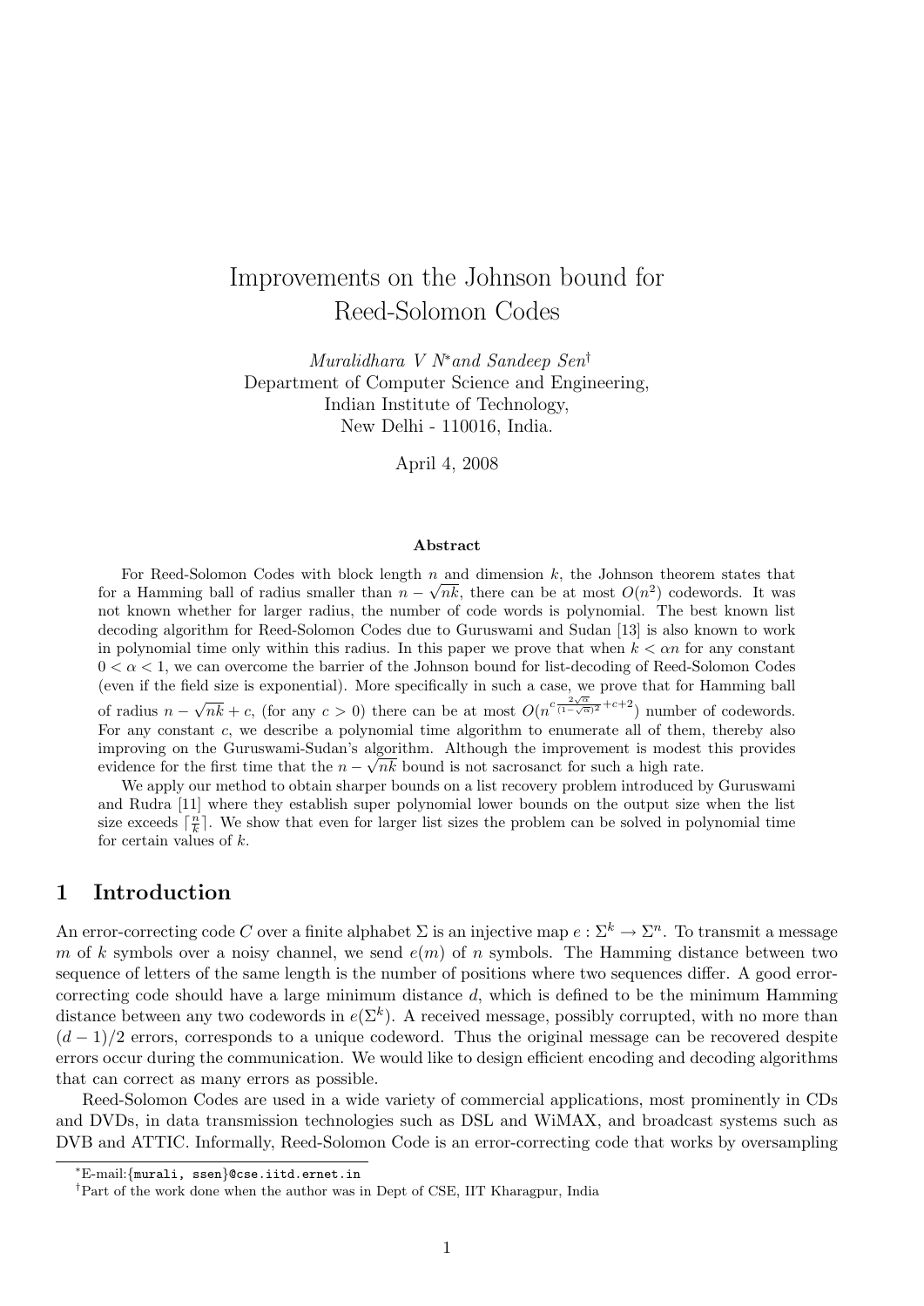# Improvements on the Johnson bound for Reed-Solomon Codes

*Muralidhara V N*[*] *and Sandeep Sen*[†]
Department of Computer Science and Engineering,
Indian Institute of Technology,
New Delhi - 110016, India.

April 4, 2008

### Abstract

For Reed-Solomon Codes with block length $n$ and dimension $k$, the Johnson theorem states that for a Hamming ball of radius smaller than $n - \sqrt{nk}$, there can be at most $O(n^2)$ codewords. It was not known whether for larger radius, the number of code words is polynomial. The best known list decoding algorithm for Reed-Solomon Codes due to Guruswami and Sudan [13] is also known to work in polynomial time only within this radius. In this paper we prove that when $k < \alpha n$ for any constant $0 < \alpha < 1$, we can overcome the barrier of the Johnson bound for list-decoding of Reed-Solomon Codes (even if the field size is exponential). More specifically in such a case, we prove that for Hamming ball of radius $n - \sqrt{nk} + c$, (for any $c > 0$) there can be at most $O(n^{c\frac{2\sqrt{\alpha}}{(1-\sqrt{\alpha})^2}+c+2})$ number of codewords. For any constant $c$, we describe a polynomial time algorithm to enumerate all of them, thereby also improving on the Guruswami-Sudan's algorithm. Although the improvement is modest this provides evidence for the first time that the $n - \sqrt{nk}$ bound is not sacrosanct for such a high rate.

We apply our method to obtain sharper bounds on a list recovery problem introduced by Guruswami and Rudra [11] where they establish super polynomial lower bounds on the output size when the list size exceeds $\lceil \frac{n}{k} \rceil$. We show that even for larger list sizes the problem can be solved in polynomial time for certain values of $k$.

## 1 Introduction

An error-correcting code $C$ over a finite alphabet $\Sigma$ is an injective map $e : \Sigma^k \to \Sigma^n$. To transmit a message $m$ of $k$ symbols over a noisy channel, we send $e(m)$ of $n$ symbols. The Hamming distance between two sequence of letters of the same length is the number of positions where two sequences differ. A good error-correcting code should have a large minimum distance $d$, which is defined to be the minimum Hamming distance between any two codewords in $e(\Sigma^k)$. A received message, possibly corrupted, with no more than $(d-1)/2$ errors, corresponds to a unique codeword. Thus the original message can be recovered despite errors occur during the communication. We would like to design efficient encoding and decoding algorithms that can correct as many errors as possible.

Reed-Solomon Codes are used in a wide variety of commercial applications, most prominently in CDs and DVDs, in data transmission technologies such as DSL and WiMAX, and broadcast systems such as DVB and ATTIC. Informally, Reed-Solomon Code is an error-correcting code that works by oversampling

[*] E-mail:{murali, ssen}@cse.iitd.ernet.in

[†] Part of the work done when the author was in Dept of CSE, IIT Kharagpur, India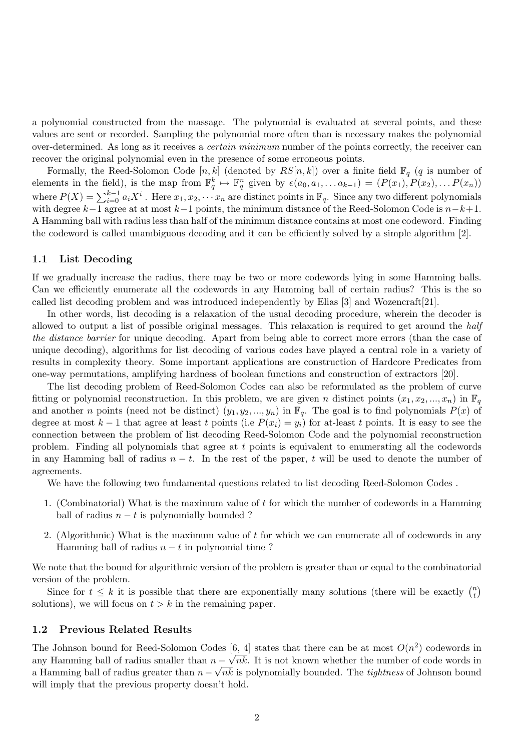a polynomial constructed from the massage. The polynomial is evaluated at several points, and these values are sent or recorded. Sampling the polynomial more often than is necessary makes the polynomial over-determined. As long as it receives a *certain minimum* number of the points correctly, the receiver can recover the original polynomial even in the presence of some erroneous points.

Formally, the Reed-Solomon Code $[n, k]$ (denoted by $RS[n, k]$) over a finite field $\mathbb{F}_q$ ($q$ is number of elements in the field), is the map from $\mathbb{F}_q^k \mapsto \mathbb{F}_q^n$ given by $e(a_0, a_1, \ldots a_{k-1}) = (P(x_1), P(x_2), \ldots P(x_n))$ where $P(X) = \sum_{i=0}^{k-1} a_i X^i$. Here $x_1, x_2, \cdots x_n$ are distinct points in $\mathbb{F}_q$. Since any two different polynomials with degree $k-1$ agree at at most $k-1$ points, the minimum distance of the Reed-Solomon Code is $n-k+1$. A Hamming ball with radius less than half of the minimum distance contains at most one codeword. Finding the codeword is called unambiguous decoding and it can be efficiently solved by a simple algorithm [2].

### 1.1 List Decoding

If we gradually increase the radius, there may be two or more codewords lying in some Hamming balls. Can we efficiently enumerate all the codewords in any Hamming ball of certain radius? This is the so called list decoding problem and was introduced independently by Elias [3] and Wozencraft[21].

In other words, list decoding is a relaxation of the usual decoding procedure, wherein the decoder is allowed to output a list of possible original messages. This relaxation is required to get around the *half the distance barrier* for unique decoding. Apart from being able to correct more errors (than the case of unique decoding), algorithms for list decoding of various codes have played a central role in a variety of results in complexity theory. Some important applications are construction of Hardcore Predicates from one-way permutations, amplifying hardness of boolean functions and construction of extractors [20].

The list decoding problem of Reed-Solomon Codes can also be reformulated as the problem of curve fitting or polynomial reconstruction. In this problem, we are given $n$ distinct points $(x_1, x_2, ..., x_n)$ in $\mathbb{F}_q$ and another $n$ points (need not be distinct) $(y_1, y_2, ..., y_n)$ in $\mathbb{F}_q$. The goal is to find polynomials $P(x)$ of degree at most $k-1$ that agree at least $t$ points (i.e $P(x_i) = y_i$) for at-least $t$ points. It is easy to see the connection between the problem of list decoding Reed-Solomon Code and the polynomial reconstruction problem. Finding all polynomials that agree at $t$ points is equivalent to enumerating all the codewords in any Hamming ball of radius $n - t$. In the rest of the paper, $t$ will be used to denote the number of agreements.

We have the following two fundamental questions related to list decoding Reed-Solomon Codes .

1. (Combinatorial) What is the maximum value of $t$ for which the number of codewords in a Hamming ball of radius $n - t$ is polynomially bounded ?
2. (Algorithmic) What is the maximum value of $t$ for which we can enumerate all of codewords in any Hamming ball of radius $n - t$ in polynomial time ?

We note that the bound for algorithmic version of the problem is greater than or equal to the combinatorial version of the problem.

Since for $t \leq k$ it is possible that there are exponentially many solutions (there will be exactly $\binom{n}{t}$ solutions), we will focus on $t > k$ in the remaining paper.

### 1.2 Previous Related Results

The Johnson bound for Reed-Solomon Codes [6, 4] states that there can be at most $O(n^2)$ codewords in any Hamming ball of radius smaller than $n - \sqrt{nk}$. It is not known whether the number of code words in a Hamming ball of radius greater than $n - \sqrt{nk}$ is polynomially bounded. The *tightness* of Johnson bound will imply that the previous property doesn't hold.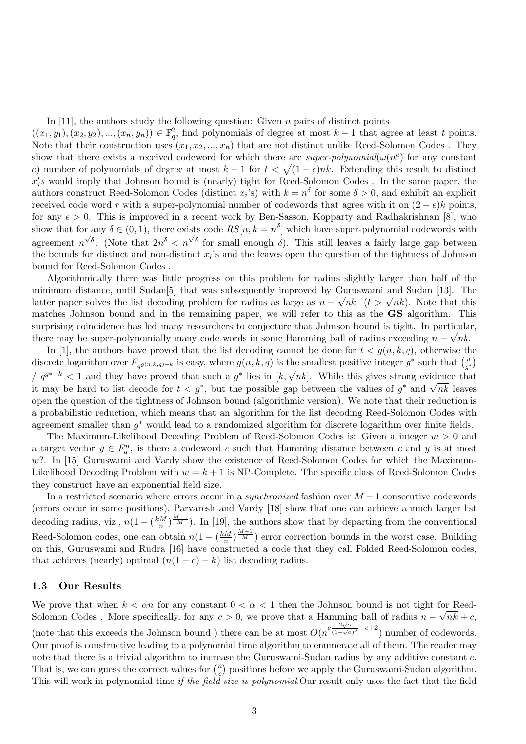In [11], the authors study the following question: Given $n$ pairs of distinct points $((x_1, y_1), (x_2, y_2), ..., (x_n, y_n)) \in \mathbb{F}_q^2$, find polynomials of degree at most $k-1$ that agree at least $t$ points. Note that their construction uses $(x_1, x_2, ..., x_n)$ that are not distinct unlike Reed-Solomon Codes . They show that there exists a received codeword for which there are *super-polynomial*($\omega(n^c)$ for any constant $c$) number of polynomials of degree at most $k-1$ for $t < \sqrt{(1-\epsilon)nk}$. Extending this result to distinct $x_i'$s would imply that Johnson bound is (nearly) tight for Reed-Solomon Codes . In the same paper, the authors construct Reed-Solomon Codes (distinct $x_i$'s) with $k = n^\delta$ for some $\delta > 0$, and exhibit an explicit received code word $r$ with a super-polynomial number of codewords that agree with it on $(2-\epsilon)k$ points, for any $\epsilon > 0$. This is improved in a recent work by Ben-Sasson, Kopparty and Radhakrishnan [8], who show that for any $\delta \in (0, 1)$, there exists code $RS[n, k = n^\delta]$ which have super-polynomial codewords with agreement $n^{\sqrt{\delta}}$. (Note that $2n^\delta < n^{\sqrt{\delta}}$ for small enough $\delta$). This still leaves a fairly large gap between the bounds for distinct and non-distinct $x_i$'s and the leaves open the question of the tightness of Johnson bound for Reed-Solomon Codes .

Algorithmically there was little progress on this problem for radius slightly larger than half of the minimum distance, until Sudan[5] that was subsequently improved by Guruswami and Sudan [13]. The latter paper solves the list decoding problem for radius as large as $n - \sqrt{nk}$ $(t > \sqrt{nk})$. Note that this matches Johnson bound and in the remaining paper, we will refer to this as the **GS** algorithm. This surprising coincidence has led many researchers to conjecture that Johnson bound is tight. In particular, there may be super-polynomially many code words in some Hamming ball of radius exceeding $n - \sqrt{nk}$.

In [1], the authors have proved that the list decoding cannot be done for $t < g(n, k, q)$, otherwise the discrete logarithm over $F_{q^{g(n,k,q)-k}}$ is easy, where $g(n, k, q)$ is the smallest positive integer $g^*$ such that $\binom{n}{g^*}$ / $q^{g^*-k} < 1$ and they have proved that such a $g^*$ lies in $[k, \sqrt{nk}]$. While this gives strong evidence that it may be hard to list decode for $t < g^*$, but the possible gap between the values of $g^*$ and $\sqrt{nk}$ leaves open the question of the tightness of Johnson bound (algorithmic version). We note that their reduction is a probabilistic reduction, which means that an algorithm for the list decoding Reed-Solomon Codes with agreement smaller than $g^*$ would lead to a randomized algorithm for discrete logarithm over finite fields.

The Maximum-Likelihood Decoding Problem of Reed-Solomon Codes is: Given a integer $w > 0$ and a target vector $y \in F_q^n$, is there a codeword $c$ such that Hamming distance between $c$ and $y$ is at most $w$?. In [15] Guruswami and Vardy show the existence of Reed-Solomon Codes for which the Maximum-Likelihood Decoding Problem with $w = k+1$ is NP-Complete. The specific class of Reed-Solomon Codes they construct have an exponential field size.

In a restricted scenario where errors occur in a *synchronized* fashion over $M-1$ consecutive codewords (errors occur in same positions), Parvaresh and Vardy [18] show that one can achieve a much larger list decoding radius, viz., $n(1 - (\frac{kM}{n})^{\frac{M-1}{M}})$. In [19], the authors show that by departing from the conventional Reed-Solomon codes, one can obtain $n(1 - (\frac{kM}{n})^{\frac{M-1}{M}})$ error correction bounds in the worst case. Building on this, Guruswami and Rudra [16] have constructed a code that they call Folded Reed-Solomon codes, that achieves (nearly) optimal $(n(1-\epsilon) - k)$ list decoding radius.

### 1.3 Our Results

We prove that when $k < \alpha n$ for any constant $0 < \alpha < 1$ then the Johnson bound is not tight for Reed-Solomon Codes . More specifically, for any $c > 0$, we prove that a Hamming ball of radius $n - \sqrt{nk} + c$, (note that this exceeds the Johnson bound ) there can be at most $O(n^{c\frac{2\sqrt{\alpha}}{(1-\sqrt{\alpha})^2}+c+2})$ number of codewords. Our proof is constructive leading to a polynomial time algorithm to enumerate all of them. The reader may note that there is a trivial algorithm to increase the Guruswami-Sudan radius by any additive constant $c$. That is, we can guess the correct values for $\binom{n}{c}$ positions before we apply the Guruswami-Sudan algorithm. This will work in polynomial time *if the field size is polynomial*.Our result only uses the fact that the field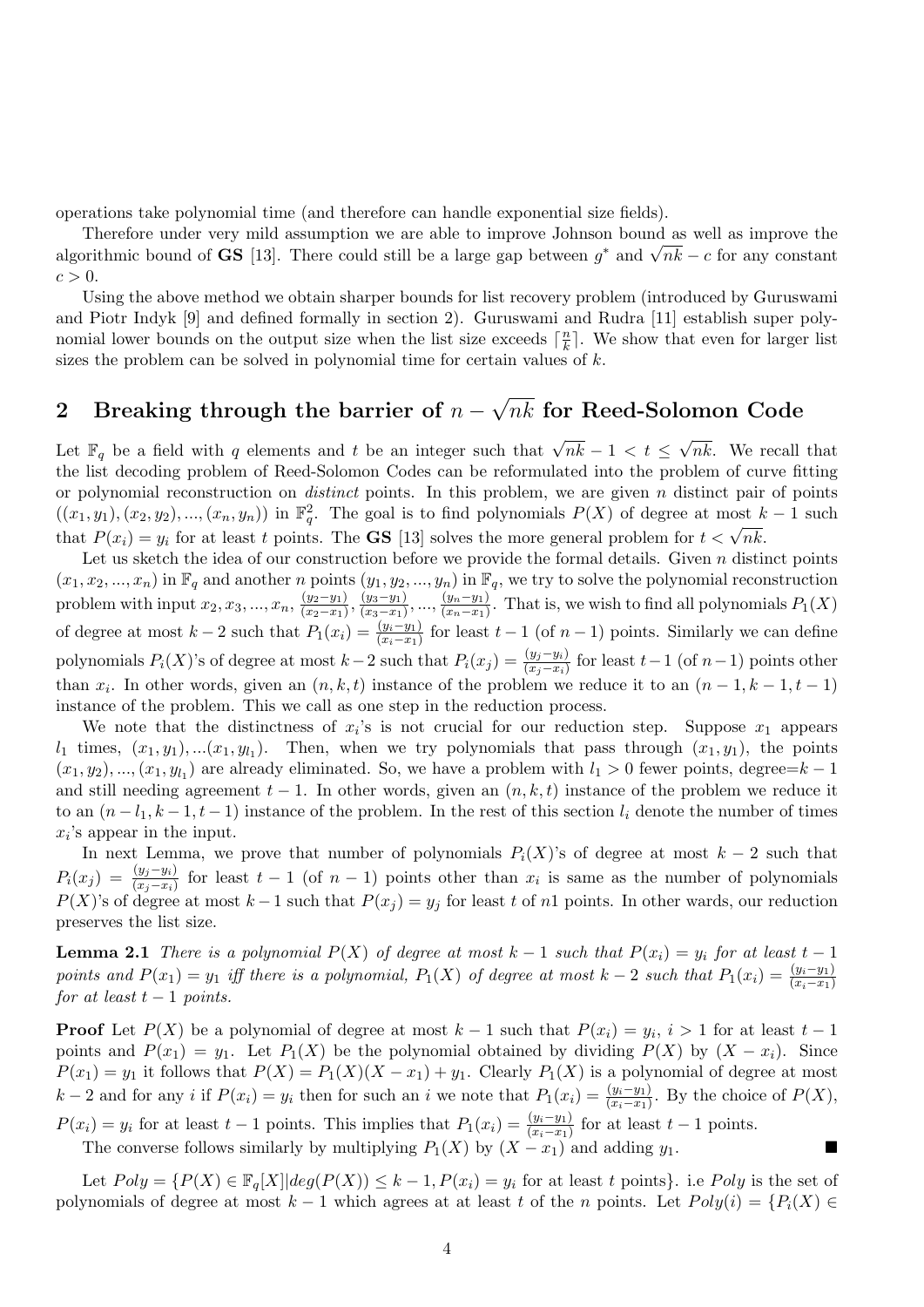operations take polynomial time (and therefore can handle exponential size fields).

Therefore under very mild assumption we are able to improve Johnson bound as well as improve the algorithmic bound of **GS** [13]. There could still be a large gap between $g^*$ and $\sqrt{nk} - c$ for any constant $c > 0$.

Using the above method we obtain sharper bounds for list recovery problem (introduced by Guruswami and Piotr Indyk [9] and defined formally in section 2). Guruswami and Rudra [11] establish super polynomial lower bounds on the output size when the list size exceeds $\lceil \frac{n}{k} \rceil$. We show that even for larger list sizes the problem can be solved in polynomial time for certain values of $k$.

## 2 Breaking through the barrier of $n - \sqrt{nk}$ for Reed-Solomon Code

Let $\mathbb{F}_q$ be a field with $q$ elements and $t$ be an integer such that $\sqrt{nk} - 1 < t \leq \sqrt{nk}$. We recall that the list decoding problem of Reed-Solomon Codes can be reformulated into the problem of curve fitting or polynomial reconstruction on *distinct* points. In this problem, we are given $n$ distinct pair of points $((x_1, y_1), (x_2, y_2), ..., (x_n, y_n))$ in $\mathbb{F}_q^2$. The goal is to find polynomials $P(X)$ of degree at most $k-1$ such that $P(x_i) = y_i$ for at least $t$ points. The **GS** [13] solves the more general problem for $t < \sqrt{nk}$.

Let us sketch the idea of our construction before we provide the formal details. Given $n$ distinct points $(x_1, x_2, ..., x_n)$ in $\mathbb{F}_q$ and another $n$ points $(y_1, y_2, ..., y_n)$ in $\mathbb{F}_q$, we try to solve the polynomial reconstruction problem with input $x_2, x_3, ..., x_n$, $\frac{(y_2-y_1)}{(x_2-x_1)}, \frac{(y_3-y_1)}{(x_3-x_1)}, ..., \frac{(y_n-y_1)}{(x_n-x_1)}$. That is, we wish to find all polynomials $P_1(X)$ of degree at most $k-2$ such that $P_1(x_i) = \frac{(y_i-y_1)}{(x_i-x_1)}$ for least $t-1$ (of $n-1$) points. Similarly we can define polynomials $P_i(X)$'s of degree at most $k-2$ such that $P_i(x_j) = \frac{(y_j-y_i)}{(x_j-x_i)}$ for least $t-1$ (of $n-1$) points other than $x_i$. In other words, given an $(n, k, t)$ instance of the problem we reduce it to an $(n-1, k-1, t-1)$ instance of the problem. This we call as one step in the reduction process.

We note that the distinctness of $x_i$'s is not crucial for our reduction step. Suppose $x_1$ appears $l_1$ times, $(x_1, y_1), ...(x_1, y_{l_1})$. Then, when we try polynomials that pass through $(x_1, y_1)$, the points $(x_1, y_2), ..., (x_1, y_{l_1})$ are already eliminated. So, we have a problem with $l_1 > 0$ fewer points, degree$=k-1$ and still needing agreement $t-1$. In other words, given an $(n, k, t)$ instance of the problem we reduce it to an $(n - l_1, k-1, t-1)$ instance of the problem. In the rest of this section $l_i$ denote the number of times $x_i$'s appear in the input.

In next Lemma, we prove that number of polynomials $P_i(X)$'s of degree at most $k-2$ such that $P_i(x_j) = \frac{(y_j-y_i)}{(x_j-x_i)}$ for least $t-1$ (of $n-1$) points other than $x_i$ is same as the number of polynomials $P(X)$'s of degree at most $k-1$ such that $P(x_j) = y_j$ for at least $t$ of $n1$ points. In other wards, our reduction preserves the list size.

**Lemma 2.1** *There is a polynomial $P(X)$ of degree at most $k-1$ such that $P(x_i) = y_i$ for at least $t-1$ points and $P(x_1) = y_1$ iff there is a polynomial, $P_1(X)$ of degree at most $k-2$ such that $P_1(x_i) = \frac{(y_i-y_1)}{(x_i-x_1)}$ for at least $t-1$ points.*

**Proof** Let $P(X)$ be a polynomial of degree at most $k-1$ such that $P(x_i) = y_i$, $i > 1$ for at least $t-1$ points and $P(x_1) = y_1$. Let $P_1(X)$ be the polynomial obtained by dividing $P(X)$ by $(X - x_i)$. Since $P(x_1) = y_1$ it follows that $P(X) = P_1(X)(X - x_1) + y_1$. Clearly $P_1(X)$ is a polynomial of degree at most $k-2$ and for any $i$ if $P(x_i) = y_i$ then for such an $i$ we note that $P_1(x_i) = \frac{(y_i-y_1)}{(x_i-x_1)}$. By the choice of $P(X)$, $P(x_i) = y_i$ for at least $t-1$ points. This implies that $P_1(x_i) = \frac{(y_i-y_1)}{(x_i-x_1)}$ for at least $t-1$ points.

The converse follows similarly by multiplying $P_1(X)$ by $(X - x_1)$ and adding $y_1$. ∎

Let $Poly = \{P(X) \in \mathbb{F}_q[X] | deg(P(X)) \leq k-1, P(x_i) = y_i \text{ for at least } t \text{ points}\}$. i.e $Poly$ is the set of polynomials of degree at most $k-1$ which agrees at at least $t$ of the $n$ points. Let $Poly(i) = \{P_i(X) \in$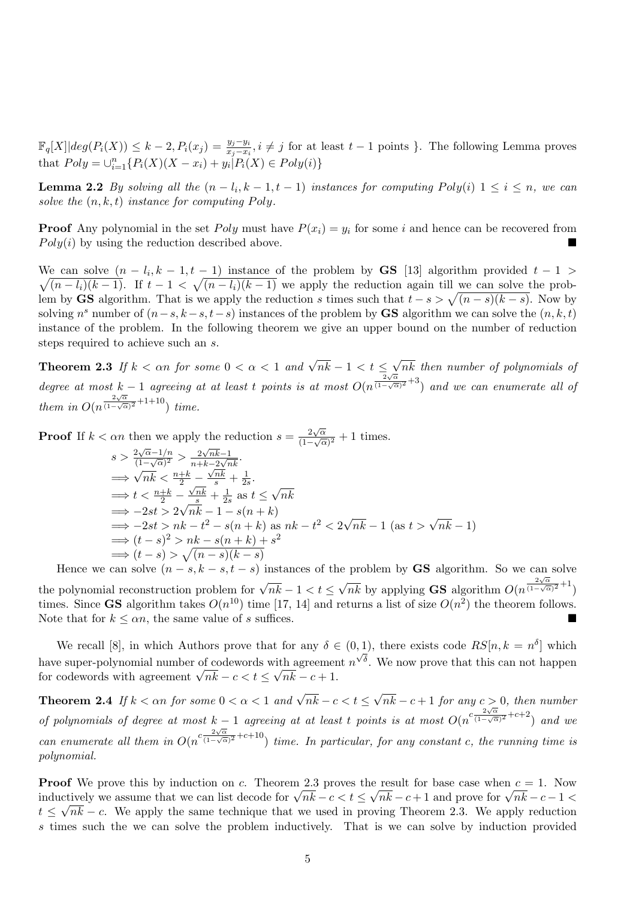$\mathbb{F}_q[X] | deg(P_i(X)) \leq k-2, P_i(x_j) = \frac{y_j - y_i}{x_j - x_i}, i \neq j$ for at least $t-1$ points }. The following Lemma proves that $Poly = \cup_{i=1}^{n} \{P_i(X)(X - x_i) + y_i | P_i(X) \in Poly(i)\}$

**Lemma 2.2** *By solving all the $(n - l_i, k-1, t-1)$ instances for computing $Poly(i)$ $1 \leq i \leq n$, we can solve the $(n, k, t)$ instance for computing $Poly$.*

**Proof** Any polynomial in the set $Poly$ must have $P(x_i) = y_i$ for some $i$ and hence can be recovered from $Poly(i)$ by using the reduction described above. ∎

We can solve $(n - l_i, k-1, t-1)$ instance of the problem by **GS** [13] algorithm provided $t - 1 > \sqrt{(n - l_i)(k-1)}$. If $t - 1 < \sqrt{(n - l_i)(k-1)}$ we apply the reduction again till we can solve the problem by **GS** algorithm. That is we apply the reduction $s$ times such that $t - s > \sqrt{(n-s)(k-s)}$. Now by solving $n^s$ number of $(n-s, k-s, t-s)$ instances of the problem by **GS** algorithm we can solve the $(n, k, t)$ instance of the problem. In the following theorem we give an upper bound on the number of reduction steps required to achieve such an $s$.

**Theorem 2.3** *If $k < \alpha n$ for some $0 < \alpha < 1$ and $\sqrt{nk} - 1 < t \leq \sqrt{nk}$ then number of polynomials of degree at most $k-1$ agreeing at at least $t$ points is at most $O(n^{\frac{2\sqrt{\alpha}}{(1-\sqrt{\alpha})^2}+3})$ and we can enumerate all of them in $O(n^{\frac{2\sqrt{\alpha}}{(1-\sqrt{\alpha})^2}+1+10})$ time.*

**Proof** If $k < \alpha n$ then we apply the reduction $s = \frac{2\sqrt{\alpha}}{(1-\sqrt{\alpha})^2} + 1$ times.

$$
\begin{aligned}
& s > \frac{2\sqrt{\alpha} - 1/n}{(1-\sqrt{\alpha})^2} > \frac{2\sqrt{nk} - 1}{n + k - 2\sqrt{nk}}. \\
& \implies \sqrt{nk} < \frac{n+k}{2} - \frac{\sqrt{nk}}{s} + \frac{1}{2s}. \\
& \implies t < \frac{n+k}{2} - \frac{\sqrt{nk}}{s} + \frac{1}{2s} \text{ as } t \leq \sqrt{nk} \\
& \implies -2st > 2\sqrt{nk} - 1 - s(n+k) \\
& \implies -2st > nk - t^2 - s(n+k) \text{ as } nk - t^2 < 2\sqrt{nk} - 1 \text{ (as } t > \sqrt{nk} - 1) \\
& \implies (t-s)^2 > nk - s(n+k) + s^2 \\
& \implies (t-s) > \sqrt{(n-s)(k-s)}
\end{aligned}
$$

Hence we can solve $(n-s, k-s, t-s)$ instances of the problem by **GS** algorithm. So we can solve the polynomial reconstruction problem for $\sqrt{nk} - 1 < t \leq \sqrt{nk}$ by applying **GS** algorithm $O(n^{\frac{2\sqrt{\alpha}}{(1-\sqrt{\alpha})^2}+1})$ times. Since **GS** algorithm takes $O(n^{10})$ time [17, 14] and returns a list of size $O(n^2)$ the theorem follows. Note that for $k \leq \alpha n$, the same value of $s$ suffices. ∎

We recall [8], in which Authors prove that for any $\delta \in (0, 1)$, there exists code $RS[n, k = n^{\delta}]$ which have super-polynomial number of codewords with agreement $n^{\sqrt{\delta}}$. We now prove that this can not happen for codewords with agreement $\sqrt{nk} - c < t \leq \sqrt{nk} - c + 1$.

**Theorem 2.4** *If $k < \alpha n$ for some $0 < \alpha < 1$ and $\sqrt{nk} - c < t \leq \sqrt{nk} - c + 1$ for any $c > 0$, then number of polynomials of degree at most $k-1$ agreeing at least $t$ points is at most $O(n^{c\frac{2\sqrt{\alpha}}{(1-\sqrt{\alpha})^2}+c+2})$ and we can enumerate all them in $O(n^{c\frac{2\sqrt{\alpha}}{(1-\sqrt{\alpha})^2}+c+10})$ time. In particular, for any constant $c$, the running time is polynomial.*

**Proof** We prove this by induction on $c$. Theorem 2.3 proves the result for base case when $c = 1$. Now inductively we assume that we can list decode for $\sqrt{nk} - c < t \leq \sqrt{nk} - c + 1$ and prove for $\sqrt{nk} - c - 1 < t \leq \sqrt{nk} - c$. We apply the same technique that we used in proving Theorem 2.3. We apply reduction $s$ times such the we can solve the problem inductively. That is we can solve by induction provided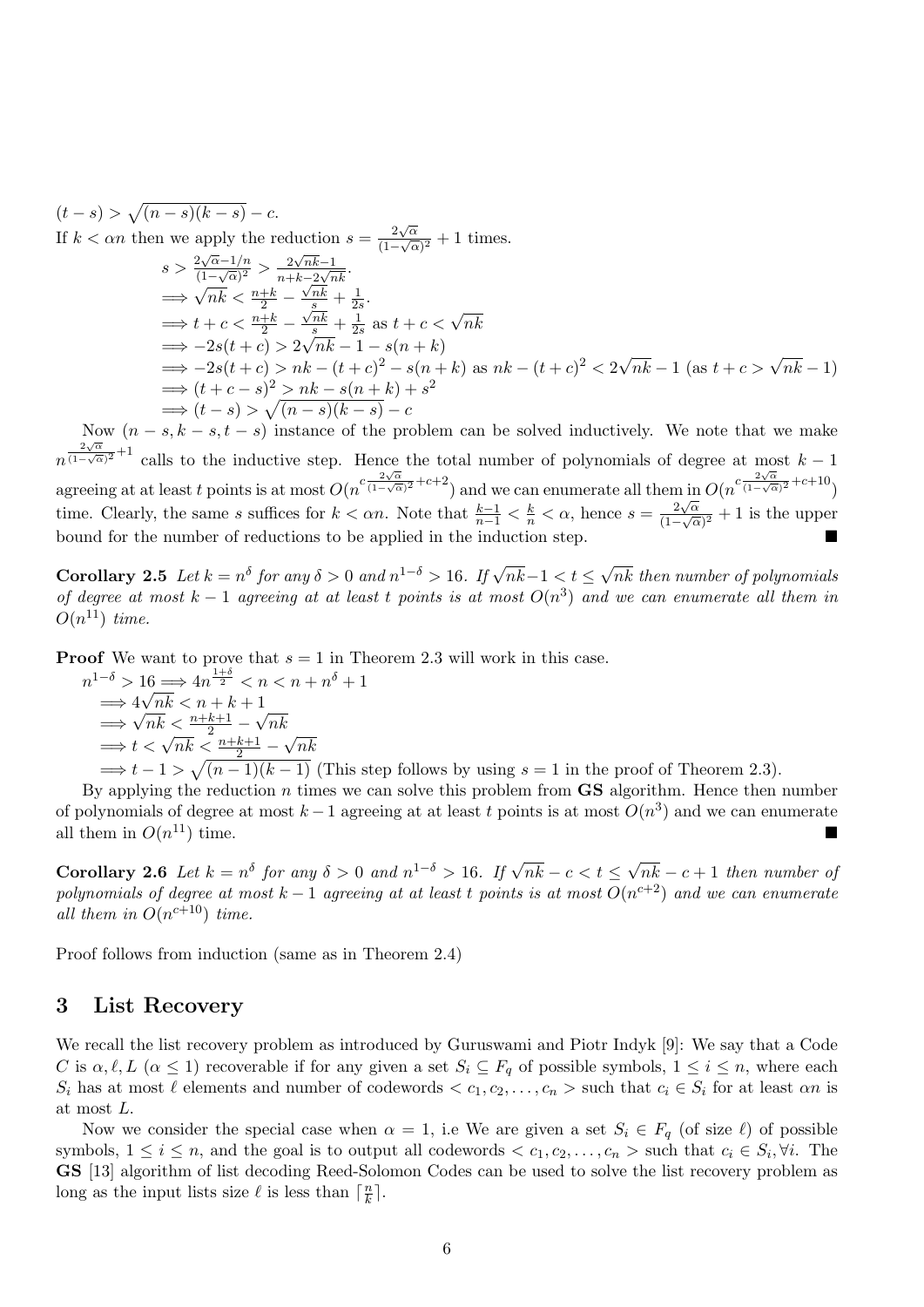$(t-s) > \sqrt{(n-s)(k-s)} - c$.

If $k < \alpha n$ then we apply the reduction $s = \frac{2\sqrt{\alpha}}{(1-\sqrt{\alpha})^2} + 1$ times.

$$s > \frac{2\sqrt{\alpha}-1/n}{(1-\sqrt{\alpha})^2} > \frac{2\sqrt{nk}-1}{n+k-2\sqrt{nk}}.$$
$$\implies \sqrt{nk} < \frac{n+k}{2} - \frac{\sqrt{nk}}{s} + \frac{1}{2s}.$$
$$\implies t + c < \frac{n+k}{2} - \frac{\sqrt{nk}}{s} + \frac{1}{2s} \text{ as } t + c < \sqrt{nk}$$
$$\implies -2s(t+c) > 2\sqrt{nk} - 1 - s(n+k)$$
$$\implies -2s(t+c) > nk - (t+c)^2 - s(n+k) \text{ as } nk - (t+c)^2 < 2\sqrt{nk} - 1 \text{ (as } t + c > \sqrt{nk} - 1)$$
$$\implies (t+c-s)^2 > nk - s(n+k) + s^2$$
$$\implies (t-s) > \sqrt{(n-s)(k-s)} - c$$

Now $(n-s, k-s, t-s)$ instance of the problem can be solved inductively. We note that we make $n^{\frac{2\sqrt{\alpha}}{(1-\sqrt{\alpha})^2}+1}$ calls to the inductive step. Hence the total number of polynomials of degree at most $k-1$ agreeing at at least $t$ points is at most $O(n^{c\frac{2\sqrt{\alpha}}{(1-\sqrt{\alpha})^2}+c+2})$ and we can enumerate all them in $O(n^{c\frac{2\sqrt{\alpha}}{(1-\sqrt{\alpha})^2}+c+10})$ time. Clearly, the same $s$ suffices for $k < \alpha n$. Note that $\frac{k-1}{n-1} < \frac{k}{n} < \alpha$, hence $s = \frac{2\sqrt{\alpha}}{(1-\sqrt{\alpha})^2} + 1$ is the upper bound for the number of reductions to be applied in the induction step. ∎

**Corollary 2.5** *Let $k = n^\delta$ for any $\delta > 0$ and $n^{1-\delta} > 16$. If $\sqrt{nk}-1 < t \leq \sqrt{nk}$ then number of polynomials of degree at most $k-1$ agreeing at at least $t$ points is at most $O(n^3)$ and we can enumerate all them in $O(n^{11})$ time.*

**Proof** We want to prove that $s = 1$ in Theorem 2.3 will work in this case.

$$n^{1-\delta} > 16 \implies 4n^{\frac{1+\delta}{2}} < n < n + n^\delta + 1$$
$$\implies 4\sqrt{nk} < n + k + 1$$
$$\implies \sqrt{nk} < \frac{n+k+1}{2} - \sqrt{nk}$$
$$\implies t < \sqrt{nk} < \frac{n+k+1}{2} - \sqrt{nk}$$
$$\implies t - 1 > \sqrt{(n-1)(k-1)}$$ (This step follows by using $s = 1$ in the proof of Theorem 2.3).

By applying the reduction $n$ times we can solve this problem from **GS** algorithm. Hence then number of polynomials of degree at most $k-1$ agreeing at at least $t$ points is at most $O(n^3)$ and we can enumerate all them in $O(n^{11})$ time. ∎

**Corollary 2.6** *Let $k = n^\delta$ for any $\delta > 0$ and $n^{1-\delta} > 16$. If $\sqrt{nk} - c < t \leq \sqrt{nk} - c + 1$ then number of polynomials of degree at most $k-1$ agreeing at at least $t$ points is at most $O(n^{c+2})$ and we can enumerate all them in $O(n^{c+10})$ time.*

Proof follows from induction (same as in Theorem 2.4)

## 3 List Recovery

We recall the list recovery problem as introduced by Guruswami and Piotr Indyk [9]: We say that a Code $C$ is $\alpha, \ell, L$ ($\alpha \leq 1$) recoverable if for any given a set $S_i \subseteq F_q$ of possible symbols, $1 \leq i \leq n$, where each $S_i$ has at most $\ell$ elements and number of codewords $< c_1, c_2, \ldots, c_n >$ such that $c_i \in S_i$ for at least $\alpha n$ is at most $L$.

Now we consider the special case when $\alpha = 1$, i.e We are given a set $S_i \in F_q$ (of size $\ell$) of possible symbols, $1 \leq i \leq n$, and the goal is to output all codewords $< c_1, c_2, \ldots, c_n >$ such that $c_i \in S_i, \forall i$. The **GS** [13] algorithm of list decoding Reed-Solomon Codes can be used to solve the list recovery problem as long as the input lists size $\ell$ is less than $\lceil \frac{n}{k} \rceil$.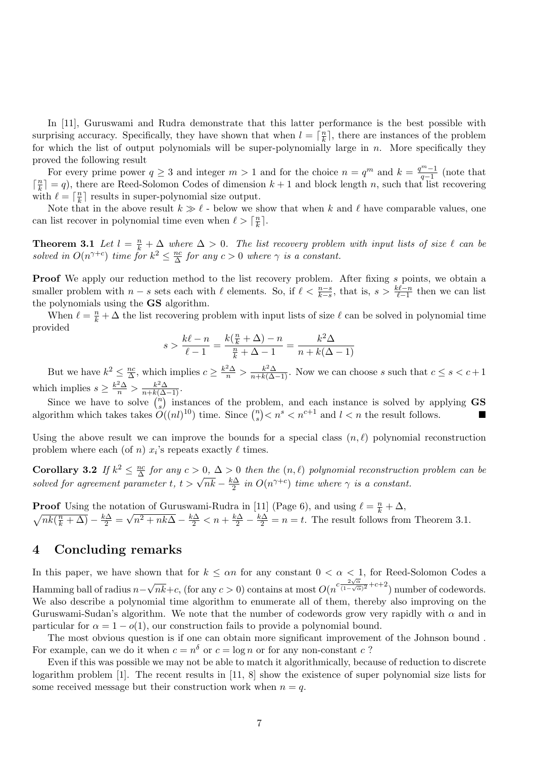In [11], Guruswami and Rudra demonstrate that this latter performance is the best possible with surprising accuracy. Specifically, they have shown that when $l = \lceil \frac{n}{k} \rceil$, there are instances of the problem for which the list of output polynomials will be super-polynomially large in $n$. More specifically they proved the following result

For every prime power $q \geq 3$ and integer $m > 1$ and for the choice $n = q^m$ and $k = \frac{q^m - 1}{q-1}$ (note that $\lceil \frac{n}{k} \rceil = q$), there are Reed-Solomon Codes of dimension $k+1$ and block length $n$, such that list recovering with $\ell = \lceil \frac{n}{k} \rceil$ results in super-polynomial size output.

Note that in the above result $k \gg \ell$ - below we show that when $k$ and $\ell$ have comparable values, one can list recover in polynomial time even when $\ell > \lceil \frac{n}{k} \rceil$.

**Theorem 3.1** *Let $l = \frac{n}{k} + \Delta$ where $\Delta > 0$. The list recovery problem with input lists of size $\ell$ can be solved in $O(n^{\gamma + c})$ time for $k^2 \leq \frac{nc}{\Delta}$ for any $c > 0$ where $\gamma$ is a constant.*

**Proof** We apply our reduction method to the list recovery problem. After fixing $s$ points, we obtain a smaller problem with $n - s$ sets each with $\ell$ elements. So, if $\ell < \frac{n-s}{k-s}$, that is, $s > \frac{k\ell - n}{\ell - 1}$ then we can list the polynomials using the **GS** algorithm.

When $\ell = \frac{n}{k} + \Delta$ the list recovering problem with input lists of size $\ell$ can be solved in polynomial time provided

$$s > \frac{k\ell - n}{\ell - 1} = \frac{k(\frac{n}{k} + \Delta) - n}{\frac{n}{k} + \Delta - 1} = \frac{k^2\Delta}{n + k(\Delta - 1)}$$

But we have $k^2 \leq \frac{nc}{\Delta}$, which implies $c \geq \frac{k^2\Delta}{n} > \frac{k^2\Delta}{n + k(\Delta-1)}$. Now we can choose $s$ such that $c \leq s < c+1$ which implies $s \geq \frac{k^2\Delta}{n} > \frac{k^2\Delta}{n + k(\Delta - 1)}$.

Since we have to solve $\binom{n}{s}$ instances of the problem, and each instance is solved by applying **GS** algorithm which takes takes $O((nl)^{10})$ time. Since $\binom{n}{s} < n^s < n^{c+1}$ and $l < n$ the result follows. ■

Using the above result we can improve the bounds for a special class $(n, \ell)$ polynomial reconstruction problem where each (of $n$) $x_i$'s repeats exactly $\ell$ times.

**Corollary 3.2** *If $k^2 \leq \frac{nc}{\Delta}$ for any $c > 0$, $\Delta > 0$ then the $(n, \ell)$ polynomial reconstruction problem can be solved for agreement parameter $t$, $t > \sqrt{nk} - \frac{k\Delta}{2}$ in $O(n^{\gamma + c})$ time where $\gamma$ is a constant.*

**Proof** Using the notation of Guruswami-Rudra in [11] (Page 6), and using $\ell = \frac{n}{k} + \Delta$, $\sqrt{nk(\frac{n}{k} + \Delta)} - \frac{k\Delta}{2} = \sqrt{n^2 + nk\Delta} - \frac{k\Delta}{2} < n + \frac{k\Delta}{2} - \frac{k\Delta}{2} = n = t$. The result follows from Theorem 3.1.

## 4 Concluding remarks

In this paper, we have shown that for $k \leq \alpha n$ for any constant $0 < \alpha < 1$, for Reed-Solomon Codes a Hamming ball of radius $n - \sqrt{nk} + c$, (for any $c > 0$) contains at most $O(n^{c\frac{2\sqrt{\alpha}}{(1-\sqrt{\alpha})^2} + c + 2})$ number of codewords. We also describe a polynomial time algorithm to enumerate all of them, thereby also improving on the Guruswami-Sudan's algorithm. We note that the number of codewords grow very rapidly with $\alpha$ and in particular for $\alpha = 1 - o(1)$, our construction fails to provide a polynomial bound.

The most obvious question is if one can obtain more significant improvement of the Johnson bound . For example, can we do it when $c = n^{\delta}$ or $c = \log n$ or for any non-constant $c$ ?

Even if this was possible we may not be able to match it algorithmically, because of reduction to discrete logarithm problem [1]. The recent results in [11, 8] show the existence of super polynomial size lists for some received message but their construction work when $n = q$.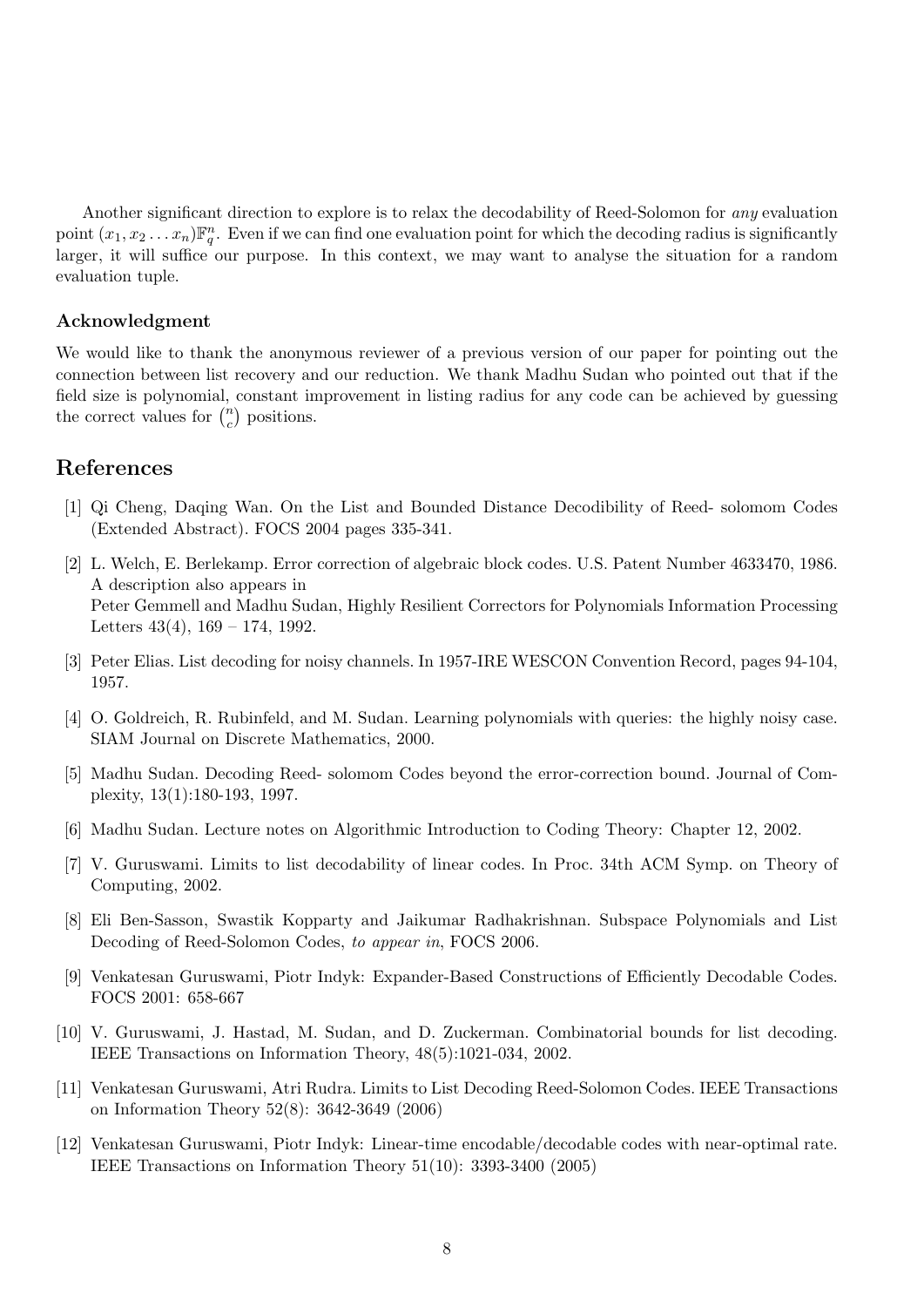Another significant direction to explore is to relax the decodability of Reed-Solomon for *any* evaluation point $(x_1, x_2 \ldots x_n)\mathbb{F}_q^n$. Even if we can find one evaluation point for which the decoding radius is significantly larger, it will suffice our purpose. In this context, we may want to analyse the situation for a random evaluation tuple.

### Acknowledgment

We would like to thank the anonymous reviewer of a previous version of our paper for pointing out the connection between list recovery and our reduction. We thank Madhu Sudan who pointed out that if the field size is polynomial, constant improvement in listing radius for any code can be achieved by guessing the correct values for $\binom{n}{c}$ positions.

## References

[1] Qi Cheng, Daqing Wan. On the List and Bounded Distance Decodibility of Reed- solomom Codes (Extended Abstract). FOCS 2004 pages 335-341.

[2] L. Welch, E. Berlekamp. Error correction of algebraic block codes. U.S. Patent Number 4633470, 1986. A description also appears in
Peter Gemmell and Madhu Sudan, Highly Resilient Correctors for Polynomials Information Processing Letters 43(4), 169 – 174, 1992.

[3] Peter Elias. List decoding for noisy channels. In 1957-IRE WESCON Convention Record, pages 94-104, 1957.

[4] O. Goldreich, R. Rubinfeld, and M. Sudan. Learning polynomials with queries: the highly noisy case. SIAM Journal on Discrete Mathematics, 2000.

[5] Madhu Sudan. Decoding Reed- solomom Codes beyond the error-correction bound. Journal of Complexity, 13(1):180-193, 1997.

[6] Madhu Sudan. Lecture notes on Algorithmic Introduction to Coding Theory: Chapter 12, 2002.

[7] V. Guruswami. Limits to list decodability of linear codes. In Proc. 34th ACM Symp. on Theory of Computing, 2002.

[8] Eli Ben-Sasson, Swastik Kopparty and Jaikumar Radhakrishnan. Subspace Polynomials and List Decoding of Reed-Solomon Codes, *to appear in*, FOCS 2006.

[9] Venkatesan Guruswami, Piotr Indyk: Expander-Based Constructions of Efficiently Decodable Codes. FOCS 2001: 658-667

[10] V. Guruswami, J. Hastad, M. Sudan, and D. Zuckerman. Combinatorial bounds for list decoding. IEEE Transactions on Information Theory, 48(5):1021-034, 2002.

[11] Venkatesan Guruswami, Atri Rudra. Limits to List Decoding Reed-Solomon Codes. IEEE Transactions on Information Theory 52(8): 3642-3649 (2006)

[12] Venkatesan Guruswami, Piotr Indyk: Linear-time encodable/decodable codes with near-optimal rate. IEEE Transactions on Information Theory 51(10): 3393-3400 (2005)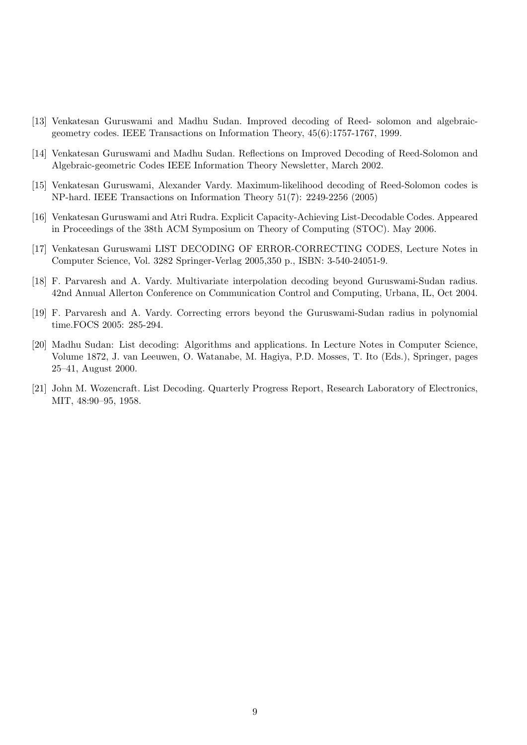[13] Venkatesan Guruswami and Madhu Sudan. Improved decoding of Reed- solomon and algebraic-geometry codes. IEEE Transactions on Information Theory, 45(6):1757-1767, 1999.

[14] Venkatesan Guruswami and Madhu Sudan. Reflections on Improved Decoding of Reed-Solomon and Algebraic-geometric Codes IEEE Information Theory Newsletter, March 2002.

[15] Venkatesan Guruswami, Alexander Vardy. Maximum-likelihood decoding of Reed-Solomon codes is NP-hard. IEEE Transactions on Information Theory 51(7): 2249-2256 (2005)

[16] Venkatesan Guruswami and Atri Rudra. Explicit Capacity-Achieving List-Decodable Codes. Appeared in Proceedings of the 38th ACM Symposium on Theory of Computing (STOC). May 2006.

[17] Venkatesan Guruswami LIST DECODING OF ERROR-CORRECTING CODES, Lecture Notes in Computer Science, Vol. 3282 Springer-Verlag 2005,350 p., ISBN: 3-540-24051-9.

[18] F. Parvaresh and A. Vardy. Multivariate interpolation decoding beyond Guruswami-Sudan radius. 42nd Annual Allerton Conference on Communication Control and Computing, Urbana, IL, Oct 2004.

[19] F. Parvaresh and A. Vardy. Correcting errors beyond the Guruswami-Sudan radius in polynomial time.FOCS 2005: 285-294.

[20] Madhu Sudan: List decoding: Algorithms and applications. In Lecture Notes in Computer Science, Volume 1872, J. van Leeuwen, O. Watanabe, M. Hagiya, P.D. Mosses, T. Ito (Eds.), Springer, pages 25–41, August 2000.

[21] John M. Wozencraft. List Decoding. Quarterly Progress Report, Research Laboratory of Electronics, MIT, 48:90–95, 1958.